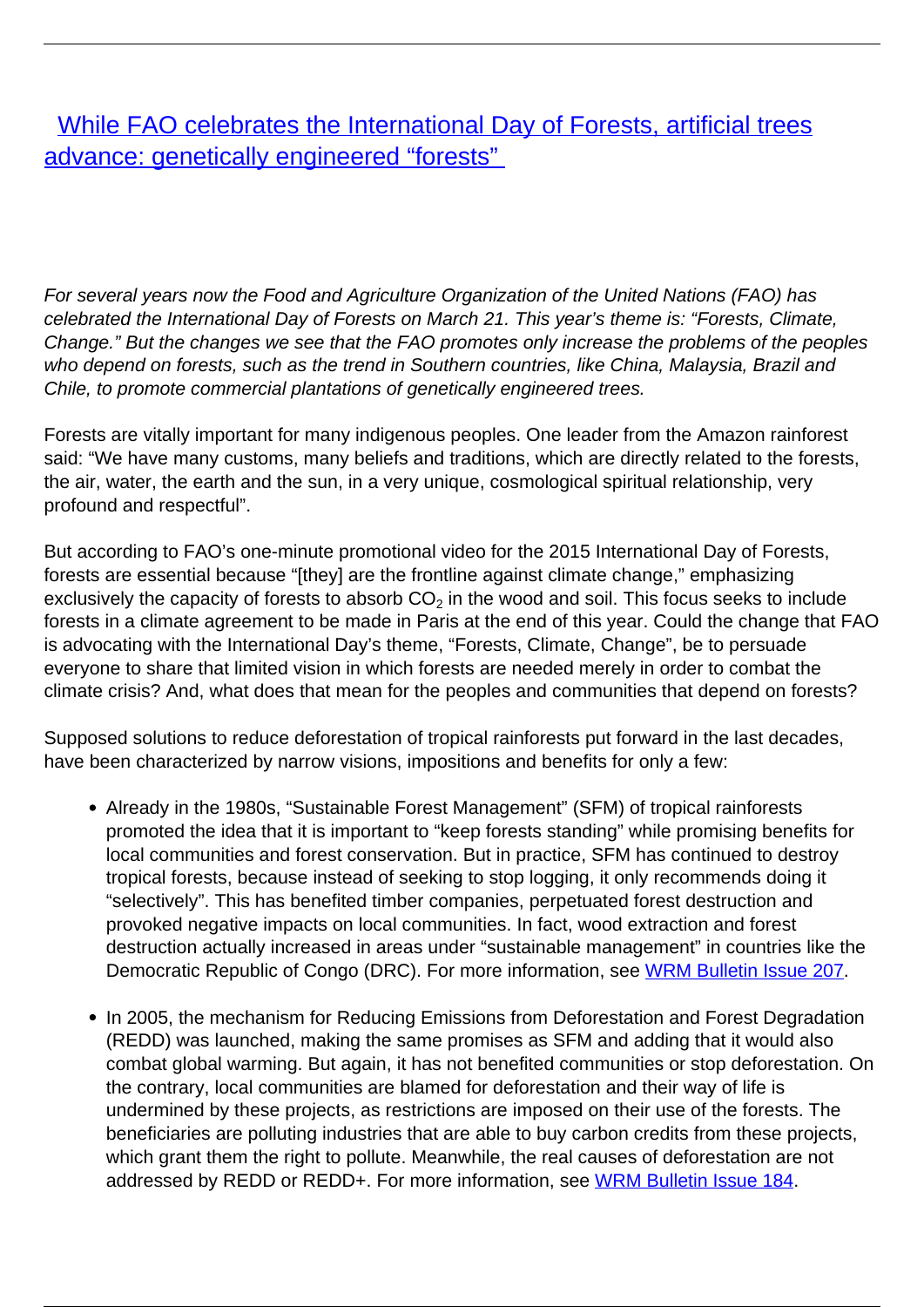# [While FAO celebrates the International Day of Forests, artificial trees advance: genetically engineered "forests"]

*For several years now the Food and Agriculture Organization of the United Nations (FAO) has celebrated the International Day of Forests on March 21. This year's theme is: "Forests, Climate, Change." But the changes we see that the FAO promotes only increase the problems of the peoples who depend on forests, such as the trend in Southern countries, like China, Malaysia, Brazil and Chile, to promote commercial plantations of genetically engineered trees.*

Forests are vitally important for many indigenous peoples. One leader from the Amazon rainforest said: "We have many customs, many beliefs and traditions, which are directly related to the forests, the air, water, the earth and the sun, in a very unique, cosmological spiritual relationship, very profound and respectful".

But according to FAO's one-minute promotional video for the 2015 International Day of Forests, forests are essential because "[they] are the frontline against climate change," emphasizing exclusively the capacity of forests to absorb $CO_2$ in the wood and soil. This focus seeks to include forests in a climate agreement to be made in Paris at the end of this year. Could the change that FAO is advocating with the International Day's theme, "Forests, Climate, Change", be to persuade everyone to share that limited vision in which forests are needed merely in order to combat the climate crisis? And, what does that mean for the peoples and communities that depend on forests?

Supposed solutions to reduce deforestation of tropical rainforests put forward in the last decades, have been characterized by narrow visions, impositions and benefits for only a few:

- Already in the 1980s, "Sustainable Forest Management" (SFM) of tropical rainforests promoted the idea that it is important to "keep forests standing" while promising benefits for local communities and forest conservation. But in practice, SFM has continued to destroy tropical forests, because instead of seeking to stop logging, it only recommends doing it "selectively". This has benefited timber companies, perpetuated forest destruction and provoked negative impacts on local communities. In fact, wood extraction and forest destruction actually increased in areas under "sustainable management" in countries like the Democratic Republic of Congo (DRC). For more information, see [WRM Bulletin Issue 207].

- In 2005, the mechanism for Reducing Emissions from Deforestation and Forest Degradation (REDD) was launched, making the same promises as SFM and adding that it would also combat global warming. But again, it has not benefited communities or stop deforestation. On the contrary, local communities are blamed for deforestation and their way of life is undermined by these projects, as restrictions are imposed on their use of the forests. The beneficiaries are polluting industries that are able to buy carbon credits from these projects, which grant them the right to pollute. Meanwhile, the real causes of deforestation are not addressed by REDD or REDD+. For more information, see [WRM Bulletin Issue 184].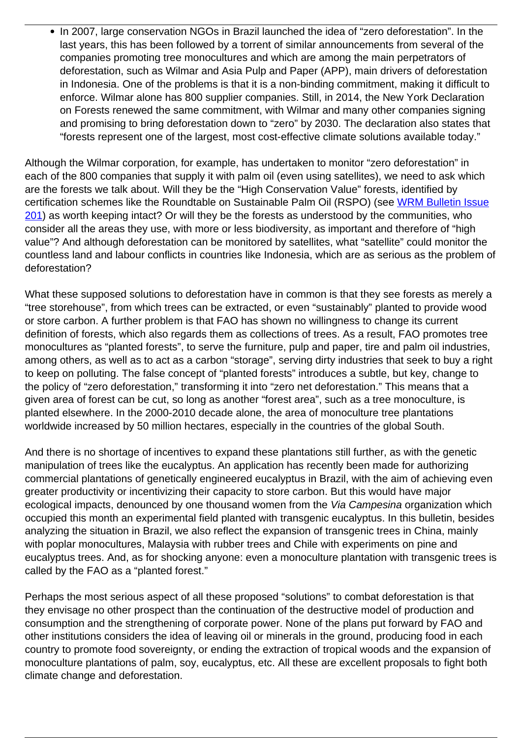- In 2007, large conservation NGOs in Brazil launched the idea of "zero deforestation". In the last years, this has been followed by a torrent of similar announcements from several of the companies promoting tree monocultures and which are among the main perpetrators of deforestation, such as Wilmar and Asia Pulp and Paper (APP), main drivers of deforestation in Indonesia. One of the problems is that it is a non-binding commitment, making it difficult to enforce. Wilmar alone has 800 supplier companies. Still, in 2014, the New York Declaration on Forests renewed the same commitment, with Wilmar and many other companies signing and promising to bring deforestation down to "zero" by 2030. The declaration also states that "forests represent one of the largest, most cost-effective climate solutions available today."

Although the Wilmar corporation, for example, has undertaken to monitor "zero deforestation" in each of the 800 companies that supply it with palm oil (even using satellites), we need to ask which are the forests we talk about. Will they be the "High Conservation Value" forests, identified by certification schemes like the Roundtable on Sustainable Palm Oil (RSPO) (see WRM Bulletin Issue 201) as worth keeping intact? Or will they be the forests as understood by the communities, who consider all the areas they use, with more or less biodiversity, as important and therefore of "high value"? And although deforestation can be monitored by satellites, what "satellite" could monitor the countless land and labour conflicts in countries like Indonesia, which are as serious as the problem of deforestation?

What these supposed solutions to deforestation have in common is that they see forests as merely a "tree storehouse", from which trees can be extracted, or even "sustainably" planted to provide wood or store carbon. A further problem is that FAO has shown no willingness to change its current definition of forests, which also regards them as collections of trees. As a result, FAO promotes tree monocultures as "planted forests", to serve the furniture, pulp and paper, tire and palm oil industries, among others, as well as to act as a carbon "storage", serving dirty industries that seek to buy a right to keep on polluting. The false concept of "planted forests" introduces a subtle, but key, change to the policy of "zero deforestation," transforming it into "zero net deforestation." This means that a given area of forest can be cut, so long as another "forest area", such as a tree monoculture, is planted elsewhere. In the 2000-2010 decade alone, the area of monoculture tree plantations worldwide increased by 50 million hectares, especially in the countries of the global South.

And there is no shortage of incentives to expand these plantations still further, as with the genetic manipulation of trees like the eucalyptus. An application has recently been made for authorizing commercial plantations of genetically engineered eucalyptus in Brazil, with the aim of achieving even greater productivity or incentivizing their capacity to store carbon. But this would have major ecological impacts, denounced by one thousand women from the *Via Campesina* organization which occupied this month an experimental field planted with transgenic eucalyptus. In this bulletin, besides analyzing the situation in Brazil, we also reflect the expansion of transgenic trees in China, mainly with poplar monocultures, Malaysia with rubber trees and Chile with experiments on pine and eucalyptus trees. And, as for shocking anyone: even a monoculture plantation with transgenic trees is called by the FAO as a "planted forest."

Perhaps the most serious aspect of all these proposed "solutions" to combat deforestation is that they envisage no other prospect than the continuation of the destructive model of production and consumption and the strengthening of corporate power. None of the plans put forward by FAO and other institutions considers the idea of leaving oil or minerals in the ground, producing food in each country to promote food sovereignty, or ending the extraction of tropical woods and the expansion of monoculture plantations of palm, soy, eucalyptus, etc. All these are excellent proposals to fight both climate change and deforestation.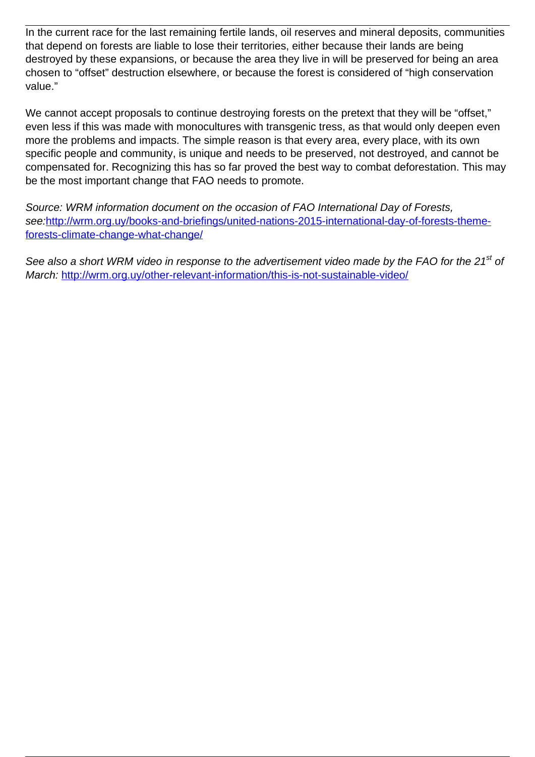In the current race for the last remaining fertile lands, oil reserves and mineral deposits, communities that depend on forests are liable to lose their territories, either because their lands are being destroyed by these expansions, or because the area they live in will be preserved for being an area chosen to "offset" destruction elsewhere, or because the forest is considered of "high conservation value."

We cannot accept proposals to continue destroying forests on the pretext that they will be "offset," even less if this was made with monocultures with transgenic tress, as that would only deepen even more the problems and impacts. The simple reason is that every area, every place, with its own specific people and community, is unique and needs to be preserved, not destroyed, and cannot be compensated for. Recognizing this has so far proved the best way to combat deforestation. This may be the most important change that FAO needs to promote.

*Source: WRM information document on the occasion of FAO International Day of Forests, see:*[http://wrm.org.uy/books-and-briefings/united-nations-2015-international-day-of-forests-theme-forests-climate-change-what-change/](http://wrm.org.uy/books-and-briefings/united-nations-2015-international-day-of-forests-theme-forests-climate-change-what-change/)

*See also a short WRM video in response to the advertisement video made by the FAO for the 21st of March:* [http://wrm.org.uy/other-relevant-information/this-is-not-sustainable-video/](http://wrm.org.uy/other-relevant-information/this-is-not-sustainable-video/)